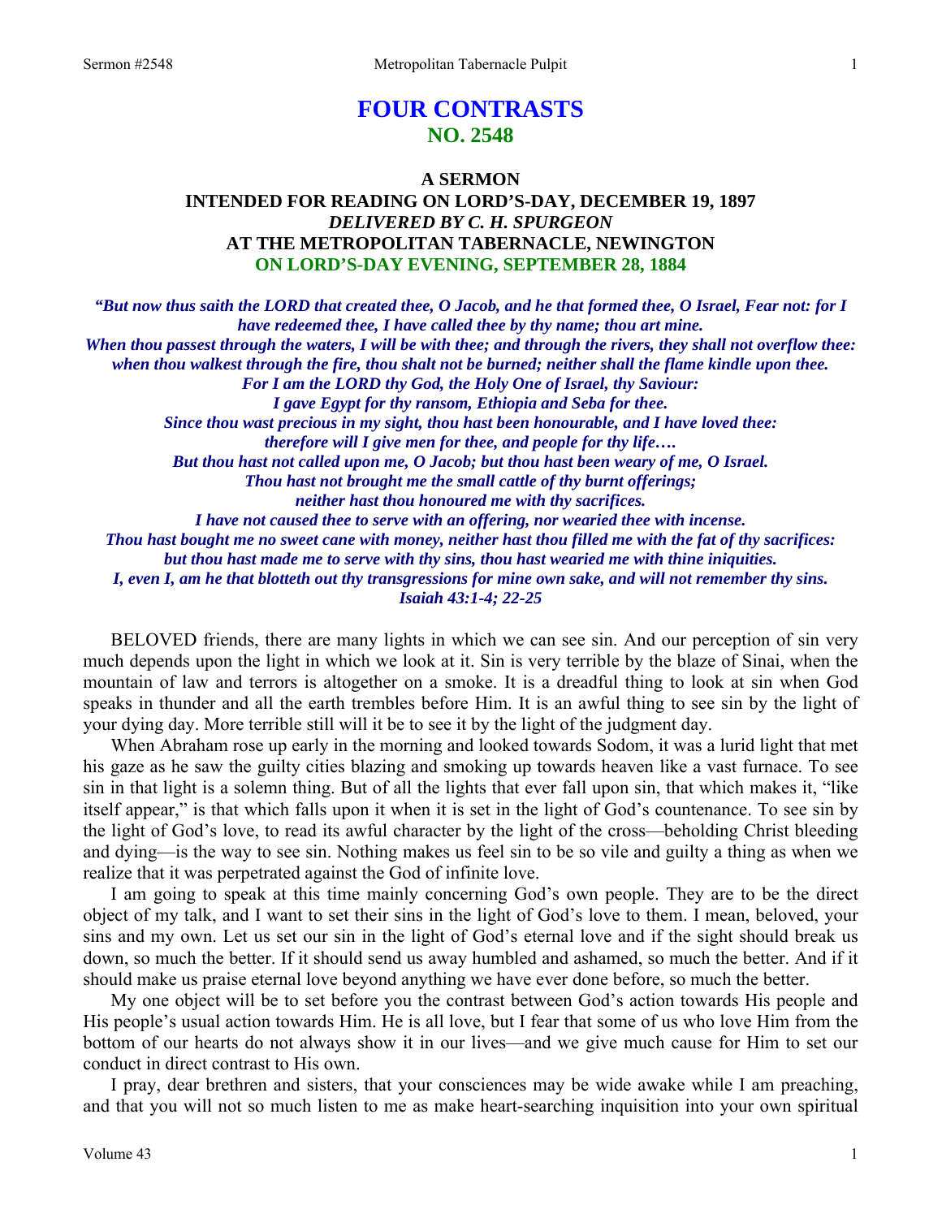# FOUR CONTRASTS
## NO. 2548

### A SERMON
### INTENDED FOR READING ON LORD'S-DAY, DECEMBER 19, 1897
### *DELIVERED BY C. H. SPURGEON*
### AT THE METROPOLITAN TABERNACLE, NEWINGTON
### ON LORD'S-DAY EVENING, SEPTEMBER 28, 1884

*"But now thus saith the LORD that created thee, O Jacob, and he that formed thee, O Israel, Fear not: for I have redeemed thee, I have called thee by thy name; thou art mine.*
*When thou passest through the waters, I will be with thee; and through the rivers, they shall not overflow thee: when thou walkest through the fire, thou shalt not be burned; neither shall the flame kindle upon thee.*
*For I am the LORD thy God, the Holy One of Israel, thy Saviour:*
*I gave Egypt for thy ransom, Ethiopia and Seba for thee.*
*Since thou wast precious in my sight, thou hast been honourable, and I have loved thee:*
*therefore will I give men for thee, and people for thy life….*
*But thou hast not called upon me, O Jacob; but thou hast been weary of me, O Israel.*
*Thou hast not brought me the small cattle of thy burnt offerings;*
*neither hast thou honoured me with thy sacrifices.*
*I have not caused thee to serve with an offering, nor wearied thee with incense.*
*Thou hast bought me no sweet cane with money, neither hast thou filled me with the fat of thy sacrifices:*
*but thou hast made me to serve with thy sins, thou hast wearied me with thine iniquities.*
*I, even I, am he that blotteth out thy transgressions for mine own sake, and will not remember thy sins.*
*Isaiah 43:1-4; 22-25*

BELOVED friends, there are many lights in which we can see sin. And our perception of sin very much depends upon the light in which we look at it. Sin is very terrible by the blaze of Sinai, when the mountain of law and terrors is altogether on a smoke. It is a dreadful thing to look at sin when God speaks in thunder and all the earth trembles before Him. It is an awful thing to see sin by the light of your dying day. More terrible still will it be to see it by the light of the judgment day.

When Abraham rose up early in the morning and looked towards Sodom, it was a lurid light that met his gaze as he saw the guilty cities blazing and smoking up towards heaven like a vast furnace. To see sin in that light is a solemn thing. But of all the lights that ever fall upon sin, that which makes it, "like itself appear," is that which falls upon it when it is set in the light of God's countenance. To see sin by the light of God's love, to read its awful character by the light of the cross—beholding Christ bleeding and dying—is the way to see sin. Nothing makes us feel sin to be so vile and guilty a thing as when we realize that it was perpetrated against the God of infinite love.

I am going to speak at this time mainly concerning God's own people. They are to be the direct object of my talk, and I want to set their sins in the light of God's love to them. I mean, beloved, your sins and my own. Let us set our sin in the light of God's eternal love and if the sight should break us down, so much the better. If it should send us away humbled and ashamed, so much the better. And if it should make us praise eternal love beyond anything we have ever done before, so much the better.

My one object will be to set before you the contrast between God's action towards His people and His people's usual action towards Him. He is all love, but I fear that some of us who love Him from the bottom of our hearts do not always show it in our lives—and we give much cause for Him to set our conduct in direct contrast to His own.

I pray, dear brethren and sisters, that your consciences may be wide awake while I am preaching, and that you will not so much listen to me as make heart-searching inquisition into your own spiritual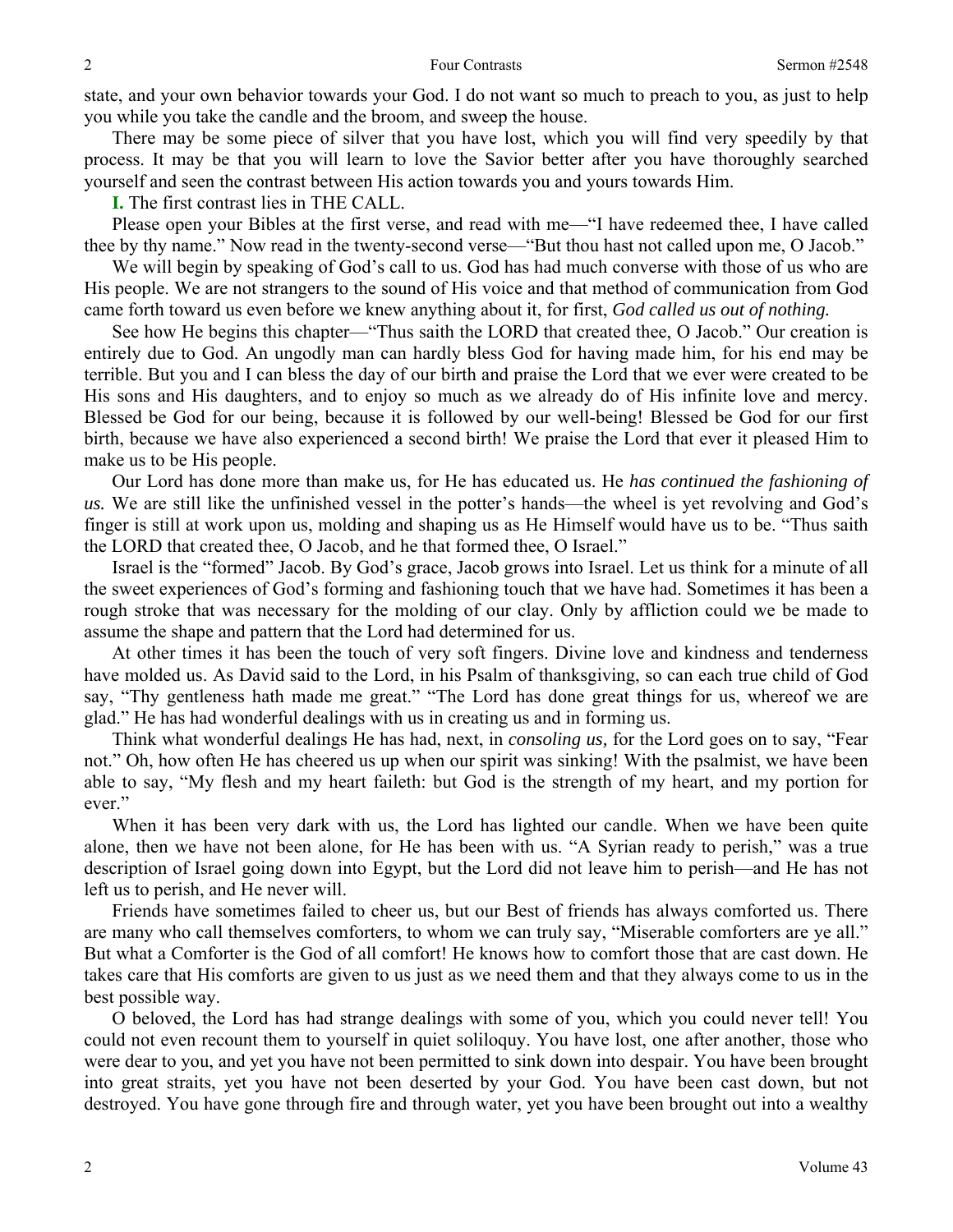state, and your own behavior towards your God. I do not want so much to preach to you, as just to help you while you take the candle and the broom, and sweep the house.

There may be some piece of silver that you have lost, which you will find very speedily by that process. It may be that you will learn to love the Savior better after you have thoroughly searched yourself and seen the contrast between His action towards you and yours towards Him.

**I.** The first contrast lies in THE CALL.

Please open your Bibles at the first verse, and read with me—"I have redeemed thee, I have called thee by thy name." Now read in the twenty-second verse—"But thou hast not called upon me, O Jacob."

We will begin by speaking of God's call to us. God has had much converse with those of us who are His people. We are not strangers to the sound of His voice and that method of communication from God came forth toward us even before we knew anything about it, for first, *God called us out of nothing.*

See how He begins this chapter—"Thus saith the LORD that created thee, O Jacob." Our creation is entirely due to God. An ungodly man can hardly bless God for having made him, for his end may be terrible. But you and I can bless the day of our birth and praise the Lord that we ever were created to be His sons and His daughters, and to enjoy so much as we already do of His infinite love and mercy. Blessed be God for our being, because it is followed by our well-being! Blessed be God for our first birth, because we have also experienced a second birth! We praise the Lord that ever it pleased Him to make us to be His people.

Our Lord has done more than make us, for He has educated us. He *has continued the fashioning of us.* We are still like the unfinished vessel in the potter's hands—the wheel is yet revolving and God's finger is still at work upon us, molding and shaping us as He Himself would have us to be. "Thus saith the LORD that created thee, O Jacob, and he that formed thee, O Israel."

Israel is the "formed" Jacob. By God's grace, Jacob grows into Israel. Let us think for a minute of all the sweet experiences of God's forming and fashioning touch that we have had. Sometimes it has been a rough stroke that was necessary for the molding of our clay. Only by affliction could we be made to assume the shape and pattern that the Lord had determined for us.

At other times it has been the touch of very soft fingers. Divine love and kindness and tenderness have molded us. As David said to the Lord, in his Psalm of thanksgiving, so can each true child of God say, "Thy gentleness hath made me great." "The Lord has done great things for us, whereof we are glad." He has had wonderful dealings with us in creating us and in forming us.

Think what wonderful dealings He has had, next, in *consoling us,* for the Lord goes on to say, "Fear not." Oh, how often He has cheered us up when our spirit was sinking! With the psalmist, we have been able to say, "My flesh and my heart faileth: but God is the strength of my heart, and my portion for ever."

When it has been very dark with us, the Lord has lighted our candle. When we have been quite alone, then we have not been alone, for He has been with us. "A Syrian ready to perish," was a true description of Israel going down into Egypt, but the Lord did not leave him to perish—and He has not left us to perish, and He never will.

Friends have sometimes failed to cheer us, but our Best of friends has always comforted us. There are many who call themselves comforters, to whom we can truly say, "Miserable comforters are ye all." But what a Comforter is the God of all comfort! He knows how to comfort those that are cast down. He takes care that His comforts are given to us just as we need them and that they always come to us in the best possible way.

O beloved, the Lord has had strange dealings with some of you, which you could never tell! You could not even recount them to yourself in quiet soliloquy. You have lost, one after another, those who were dear to you, and yet you have not been permitted to sink down into despair. You have been brought into great straits, yet you have not been deserted by your God. You have been cast down, but not destroyed. You have gone through fire and through water, yet you have been brought out into a wealthy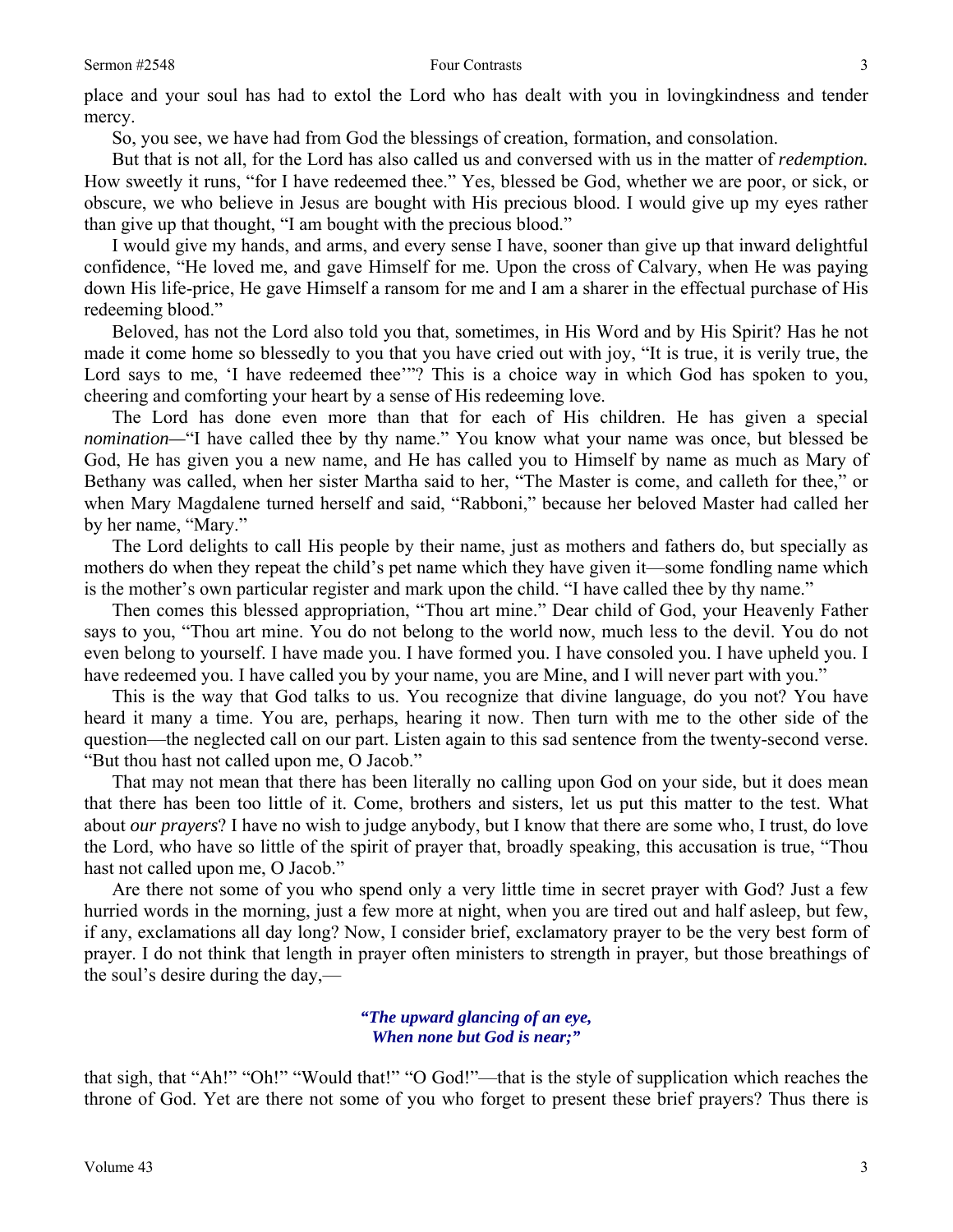place and your soul has had to extol the Lord who has dealt with you in lovingkindness and tender mercy.

So, you see, we have had from God the blessings of creation, formation, and consolation.

But that is not all, for the Lord has also called us and conversed with us in the matter of *redemption.* How sweetly it runs, "for I have redeemed thee." Yes, blessed be God, whether we are poor, or sick, or obscure, we who believe in Jesus are bought with His precious blood. I would give up my eyes rather than give up that thought, "I am bought with the precious blood."

I would give my hands, and arms, and every sense I have, sooner than give up that inward delightful confidence, "He loved me, and gave Himself for me. Upon the cross of Calvary, when He was paying down His life-price, He gave Himself a ransom for me and I am a sharer in the effectual purchase of His redeeming blood."

Beloved, has not the Lord also told you that, sometimes, in His Word and by His Spirit? Has he not made it come home so blessedly to you that you have cried out with joy, "It is true, it is verily true, the Lord says to me, 'I have redeemed thee'"? This is a choice way in which God has spoken to you, cheering and comforting your heart by a sense of His redeeming love.

The Lord has done even more than that for each of His children. He has given a special *nomination*—"I have called thee by thy name." You know what your name was once, but blessed be God, He has given you a new name, and He has called you to Himself by name as much as Mary of Bethany was called, when her sister Martha said to her, "The Master is come, and calleth for thee," or when Mary Magdalene turned herself and said, "Rabboni," because her beloved Master had called her by her name, "Mary."

The Lord delights to call His people by their name, just as mothers and fathers do, but specially as mothers do when they repeat the child's pet name which they have given it—some fondling name which is the mother's own particular register and mark upon the child. "I have called thee by thy name."

Then comes this blessed appropriation, "Thou art mine." Dear child of God, your Heavenly Father says to you, "Thou art mine. You do not belong to the world now, much less to the devil. You do not even belong to yourself. I have made you. I have formed you. I have consoled you. I have upheld you. I have redeemed you. I have called you by your name, you are Mine, and I will never part with you."

This is the way that God talks to us. You recognize that divine language, do you not? You have heard it many a time. You are, perhaps, hearing it now. Then turn with me to the other side of the question—the neglected call on our part. Listen again to this sad sentence from the twenty-second verse. "But thou hast not called upon me, O Jacob."

That may not mean that there has been literally no calling upon God on your side, but it does mean that there has been too little of it. Come, brothers and sisters, let us put this matter to the test. What about *our prayers*? I have no wish to judge anybody, but I know that there are some who, I trust, do love the Lord, who have so little of the spirit of prayer that, broadly speaking, this accusation is true, "Thou hast not called upon me, O Jacob."

Are there not some of you who spend only a very little time in secret prayer with God? Just a few hurried words in the morning, just a few more at night, when you are tired out and half asleep, but few, if any, exclamations all day long? Now, I consider brief, exclamatory prayer to be the very best form of prayer. I do not think that length in prayer often ministers to strength in prayer, but those breathings of the soul's desire during the day,—

> ***"The upward glancing of an eye,***
> ***When none but God is near;"***

that sigh, that "Ah!" "Oh!" "Would that!" "O God!"—that is the style of supplication which reaches the throne of God. Yet are there not some of you who forget to present these brief prayers? Thus there is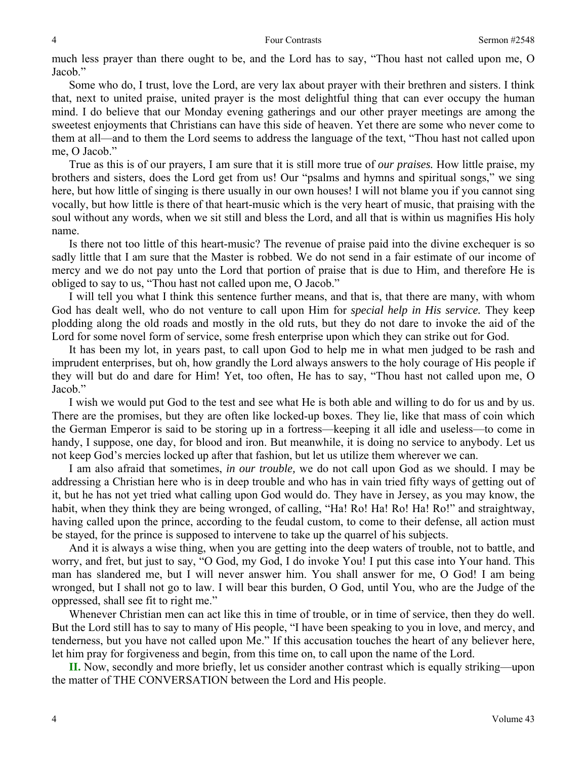much less prayer than there ought to be, and the Lord has to say, "Thou hast not called upon me, O Jacob."

Some who do, I trust, love the Lord, are very lax about prayer with their brethren and sisters. I think that, next to united praise, united prayer is the most delightful thing that can ever occupy the human mind. I do believe that our Monday evening gatherings and our other prayer meetings are among the sweetest enjoyments that Christians can have this side of heaven. Yet there are some who never come to them at all—and to them the Lord seems to address the language of the text, "Thou hast not called upon me, O Jacob."

True as this is of our prayers, I am sure that it is still more true of *our praises.* How little praise, my brothers and sisters, does the Lord get from us! Our "psalms and hymns and spiritual songs," we sing here, but how little of singing is there usually in our own houses! I will not blame you if you cannot sing vocally, but how little is there of that heart-music which is the very heart of music, that praising with the soul without any words, when we sit still and bless the Lord, and all that is within us magnifies His holy name.

Is there not too little of this heart-music? The revenue of praise paid into the divine exchequer is so sadly little that I am sure that the Master is robbed. We do not send in a fair estimate of our income of mercy and we do not pay unto the Lord that portion of praise that is due to Him, and therefore He is obliged to say to us, "Thou hast not called upon me, O Jacob."

I will tell you what I think this sentence further means, and that is, that there are many, with whom God has dealt well, who do not venture to call upon Him for *special help in His service.* They keep plodding along the old roads and mostly in the old ruts, but they do not dare to invoke the aid of the Lord for some novel form of service, some fresh enterprise upon which they can strike out for God.

It has been my lot, in years past, to call upon God to help me in what men judged to be rash and imprudent enterprises, but oh, how grandly the Lord always answers to the holy courage of His people if they will but do and dare for Him! Yet, too often, He has to say, "Thou hast not called upon me, O Jacob."

I wish we would put God to the test and see what He is both able and willing to do for us and by us. There are the promises, but they are often like locked-up boxes. They lie, like that mass of coin which the German Emperor is said to be storing up in a fortress—keeping it all idle and useless—to come in handy, I suppose, one day, for blood and iron. But meanwhile, it is doing no service to anybody. Let us not keep God's mercies locked up after that fashion, but let us utilize them wherever we can.

I am also afraid that sometimes, *in our trouble,* we do not call upon God as we should. I may be addressing a Christian here who is in deep trouble and who has in vain tried fifty ways of getting out of it, but he has not yet tried what calling upon God would do. They have in Jersey, as you may know, the habit, when they think they are being wronged, of calling, "Ha! Ro! Ha! Ro! Ha! Ro!" and straightway, having called upon the prince, according to the feudal custom, to come to their defense, all action must be stayed, for the prince is supposed to intervene to take up the quarrel of his subjects.

And it is always a wise thing, when you are getting into the deep waters of trouble, not to battle, and worry, and fret, but just to say, "O God, my God, I do invoke You! I put this case into Your hand. This man has slandered me, but I will never answer him. You shall answer for me, O God! I am being wronged, but I shall not go to law. I will bear this burden, O God, until You, who are the Judge of the oppressed, shall see fit to right me."

Whenever Christian men can act like this in time of trouble, or in time of service, then they do well. But the Lord still has to say to many of His people, "I have been speaking to you in love, and mercy, and tenderness, but you have not called upon Me." If this accusation touches the heart of any believer here, let him pray for forgiveness and begin, from this time on, to call upon the name of the Lord.

**II.** Now, secondly and more briefly, let us consider another contrast which is equally striking—upon the matter of THE CONVERSATION between the Lord and His people.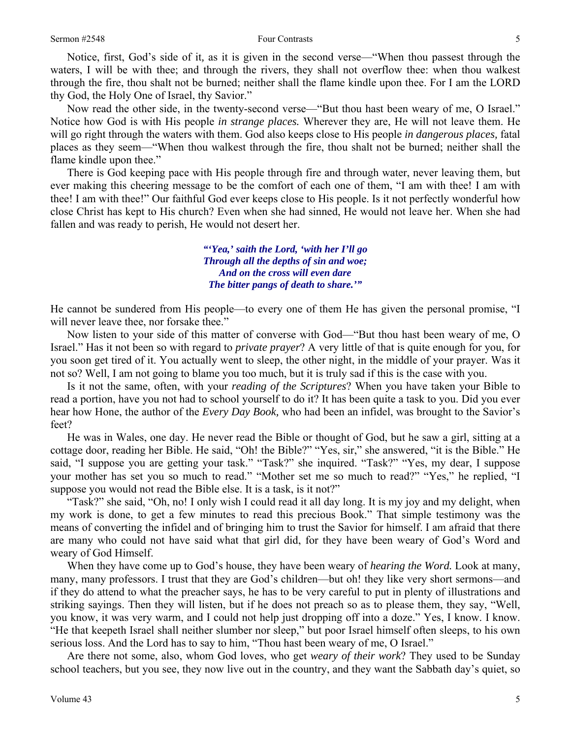Notice, first, God's side of it*,* as it is given in the second verse—"When thou passest through the waters, I will be with thee; and through the rivers, they shall not overflow thee: when thou walkest through the fire, thou shalt not be burned; neither shall the flame kindle upon thee. For I am the LORD thy God, the Holy One of Israel, thy Savior."

Now read the other side, in the twenty-second verse—"But thou hast been weary of me, O Israel." Notice how God is with His people *in strange places.* Wherever they are, He will not leave them. He will go right through the waters with them. God also keeps close to His people *in dangerous places,* fatal places as they seem—"When thou walkest through the fire, thou shalt not be burned; neither shall the flame kindle upon thee."

There is God keeping pace with His people through fire and through water, never leaving them, but ever making this cheering message to be the comfort of each one of them, "I am with thee! I am with thee! I am with thee!" Our faithful God ever keeps close to His people. Is it not perfectly wonderful how close Christ has kept to His church? Even when she had sinned, He would not leave her. When she had fallen and was ready to perish, He would not desert her.

> ***"'Yea,' saith the Lord, 'with her I'll go***
> ***Through all the depths of sin and woe;***
> ***And on the cross will even dare***
> ***The bitter pangs of death to share.'"***

He cannot be sundered from His people—to every one of them He has given the personal promise, "I will never leave thee, nor forsake thee."

Now listen to your side of this matter of converse with God—"But thou hast been weary of me, O Israel." Has it not been so with regard to *private prayer*? A very little of that is quite enough for you, for you soon get tired of it. You actually went to sleep, the other night, in the middle of your prayer. Was it not so? Well, I am not going to blame you too much, but it is truly sad if this is the case with you.

Is it not the same, often, with your *reading of the Scriptures*? When you have taken your Bible to read a portion, have you not had to school yourself to do it? It has been quite a task to you. Did you ever hear how Hone, the author of the *Every Day Book,* who had been an infidel, was brought to the Savior's feet?

He was in Wales, one day. He never read the Bible or thought of God, but he saw a girl, sitting at a cottage door, reading her Bible. He said, "Oh! the Bible?" "Yes, sir," she answered, "it is the Bible." He said, "I suppose you are getting your task." "Task?" she inquired. "Task?" "Yes, my dear, I suppose your mother has set you so much to read." "Mother set me so much to read?" "Yes," he replied, "I suppose you would not read the Bible else. It is a task, is it not?"

"Task?" she said, "Oh, no! I only wish I could read it all day long. It is my joy and my delight, when my work is done, to get a few minutes to read this precious Book." That simple testimony was the means of converting the infidel and of bringing him to trust the Savior for himself. I am afraid that there are many who could not have said what that girl did, for they have been weary of God's Word and weary of God Himself.

When they have come up to God's house, they have been weary of *hearing the Word.* Look at many, many, many professors. I trust that they are God's children—but oh! they like very short sermons—and if they do attend to what the preacher says, he has to be very careful to put in plenty of illustrations and striking sayings. Then they will listen, but if he does not preach so as to please them, they say, "Well, you know, it was very warm, and I could not help just dropping off into a doze." Yes, I know. I know. "He that keepeth Israel shall neither slumber nor sleep," but poor Israel himself often sleeps, to his own serious loss. And the Lord has to say to him, "Thou hast been weary of me, O Israel."

Are there not some, also, whom God loves, who get *weary of their work*? They used to be Sunday school teachers, but you see, they now live out in the country, and they want the Sabbath day's quiet, so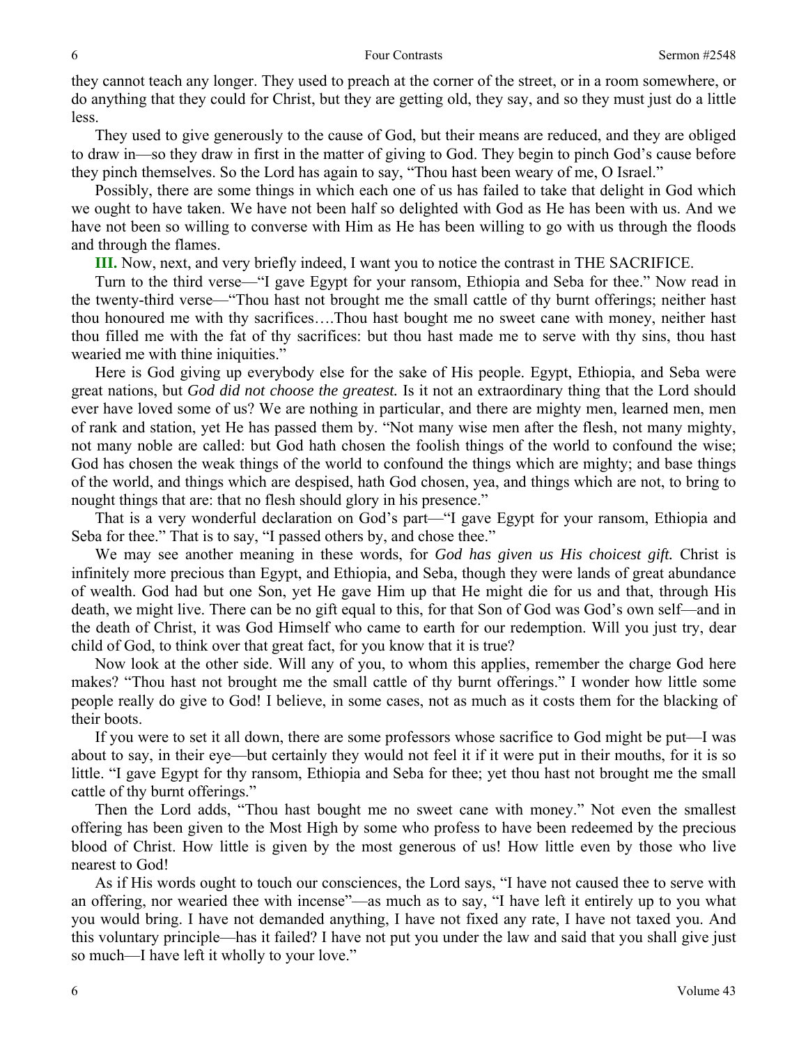they cannot teach any longer. They used to preach at the corner of the street, or in a room somewhere, or do anything that they could for Christ, but they are getting old, they say, and so they must just do a little less.

They used to give generously to the cause of God, but their means are reduced, and they are obliged to draw in—so they draw in first in the matter of giving to God. They begin to pinch God's cause before they pinch themselves. So the Lord has again to say, "Thou hast been weary of me, O Israel."

Possibly, there are some things in which each one of us has failed to take that delight in God which we ought to have taken. We have not been half so delighted with God as He has been with us. And we have not been so willing to converse with Him as He has been willing to go with us through the floods and through the flames.

**III.** Now, next, and very briefly indeed, I want you to notice the contrast in THE SACRIFICE.

Turn to the third verse—"I gave Egypt for your ransom, Ethiopia and Seba for thee." Now read in the twenty-third verse—"Thou hast not brought me the small cattle of thy burnt offerings; neither hast thou honoured me with thy sacrifices….Thou hast bought me no sweet cane with money, neither hast thou filled me with the fat of thy sacrifices: but thou hast made me to serve with thy sins, thou hast wearied me with thine iniquities."

Here is God giving up everybody else for the sake of His people. Egypt, Ethiopia, and Seba were great nations, but *God did not choose the greatest.* Is it not an extraordinary thing that the Lord should ever have loved some of us? We are nothing in particular, and there are mighty men, learned men, men of rank and station, yet He has passed them by. "Not many wise men after the flesh, not many mighty, not many noble are called: but God hath chosen the foolish things of the world to confound the wise; God has chosen the weak things of the world to confound the things which are mighty; and base things of the world, and things which are despised, hath God chosen, yea, and things which are not, to bring to nought things that are: that no flesh should glory in his presence."

That is a very wonderful declaration on God's part—"I gave Egypt for your ransom, Ethiopia and Seba for thee." That is to say, "I passed others by, and chose thee."

We may see another meaning in these words, for *God has given us His choicest gift.* Christ is infinitely more precious than Egypt, and Ethiopia, and Seba, though they were lands of great abundance of wealth. God had but one Son, yet He gave Him up that He might die for us and that, through His death, we might live. There can be no gift equal to this, for that Son of God was God's own self—and in the death of Christ, it was God Himself who came to earth for our redemption. Will you just try, dear child of God, to think over that great fact, for you know that it is true?

Now look at the other side. Will any of you, to whom this applies, remember the charge God here makes? "Thou hast not brought me the small cattle of thy burnt offerings." I wonder how little some people really do give to God! I believe, in some cases, not as much as it costs them for the blacking of their boots.

If you were to set it all down, there are some professors whose sacrifice to God might be put—I was about to say, in their eye—but certainly they would not feel it if it were put in their mouths, for it is so little. "I gave Egypt for thy ransom, Ethiopia and Seba for thee; yet thou hast not brought me the small cattle of thy burnt offerings."

Then the Lord adds, "Thou hast bought me no sweet cane with money." Not even the smallest offering has been given to the Most High by some who profess to have been redeemed by the precious blood of Christ. How little is given by the most generous of us! How little even by those who live nearest to God!

As if His words ought to touch our consciences, the Lord says, "I have not caused thee to serve with an offering, nor wearied thee with incense"—as much as to say, "I have left it entirely up to you what you would bring. I have not demanded anything, I have not fixed any rate, I have not taxed you. And this voluntary principle—has it failed? I have not put you under the law and said that you shall give just so much—I have left it wholly to your love."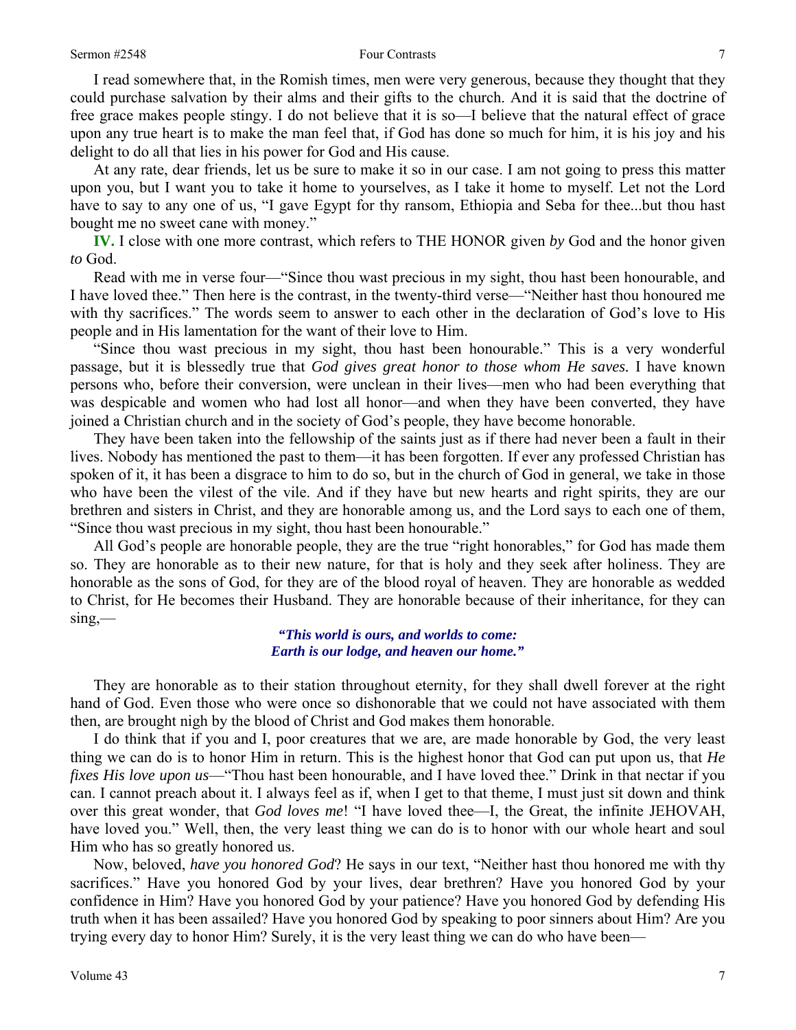I read somewhere that, in the Romish times, men were very generous, because they thought that they could purchase salvation by their alms and their gifts to the church. And it is said that the doctrine of free grace makes people stingy. I do not believe that it is so—I believe that the natural effect of grace upon any true heart is to make the man feel that, if God has done so much for him, it is his joy and his delight to do all that lies in his power for God and His cause.

At any rate, dear friends, let us be sure to make it so in our case. I am not going to press this matter upon you, but I want you to take it home to yourselves, as I take it home to myself. Let not the Lord have to say to any one of us, "I gave Egypt for thy ransom, Ethiopia and Seba for thee...but thou hast bought me no sweet cane with money."

**IV.** I close with one more contrast, which refers to THE HONOR given *by* God and the honor given *to* God.

Read with me in verse four—"Since thou wast precious in my sight, thou hast been honourable, and I have loved thee." Then here is the contrast, in the twenty-third verse—"Neither hast thou honoured me with thy sacrifices." The words seem to answer to each other in the declaration of God's love to His people and in His lamentation for the want of their love to Him.

"Since thou wast precious in my sight, thou hast been honourable." This is a very wonderful passage, but it is blessedly true that *God gives great honor to those whom He saves.* I have known persons who, before their conversion, were unclean in their lives—men who had been everything that was despicable and women who had lost all honor—and when they have been converted, they have joined a Christian church and in the society of God's people, they have become honorable.

They have been taken into the fellowship of the saints just as if there had never been a fault in their lives. Nobody has mentioned the past to them—it has been forgotten. If ever any professed Christian has spoken of it, it has been a disgrace to him to do so, but in the church of God in general, we take in those who have been the vilest of the vile. And if they have but new hearts and right spirits, they are our brethren and sisters in Christ, and they are honorable among us, and the Lord says to each one of them, "Since thou wast precious in my sight, thou hast been honourable."

All God's people are honorable people, they are the true "right honorables," for God has made them so. They are honorable as to their new nature, for that is holy and they seek after holiness. They are honorable as the sons of God, for they are of the blood royal of heaven. They are honorable as wedded to Christ, for He becomes their Husband. They are honorable because of their inheritance, for they can sing,—

> ***"This world is ours, and worlds to come:***
> ***Earth is our lodge, and heaven our home."***

They are honorable as to their station throughout eternity, for they shall dwell forever at the right hand of God. Even those who were once so dishonorable that we could not have associated with them then, are brought nigh by the blood of Christ and God makes them honorable.

I do think that if you and I, poor creatures that we are, are made honorable by God, the very least thing we can do is to honor Him in return. This is the highest honor that God can put upon us, that *He fixes His love upon us*—"Thou hast been honourable, and I have loved thee." Drink in that nectar if you can. I cannot preach about it. I always feel as if, when I get to that theme, I must just sit down and think over this great wonder, that *God loves me*! "I have loved thee—I, the Great, the infinite JEHOVAH, have loved you." Well, then, the very least thing we can do is to honor with our whole heart and soul Him who has so greatly honored us.

Now, beloved, *have you honored God*? He says in our text, "Neither hast thou honored me with thy sacrifices." Have you honored God by your lives, dear brethren? Have you honored God by your confidence in Him? Have you honored God by your patience? Have you honored God by defending His truth when it has been assailed? Have you honored God by speaking to poor sinners about Him? Are you trying every day to honor Him? Surely, it is the very least thing we can do who have been—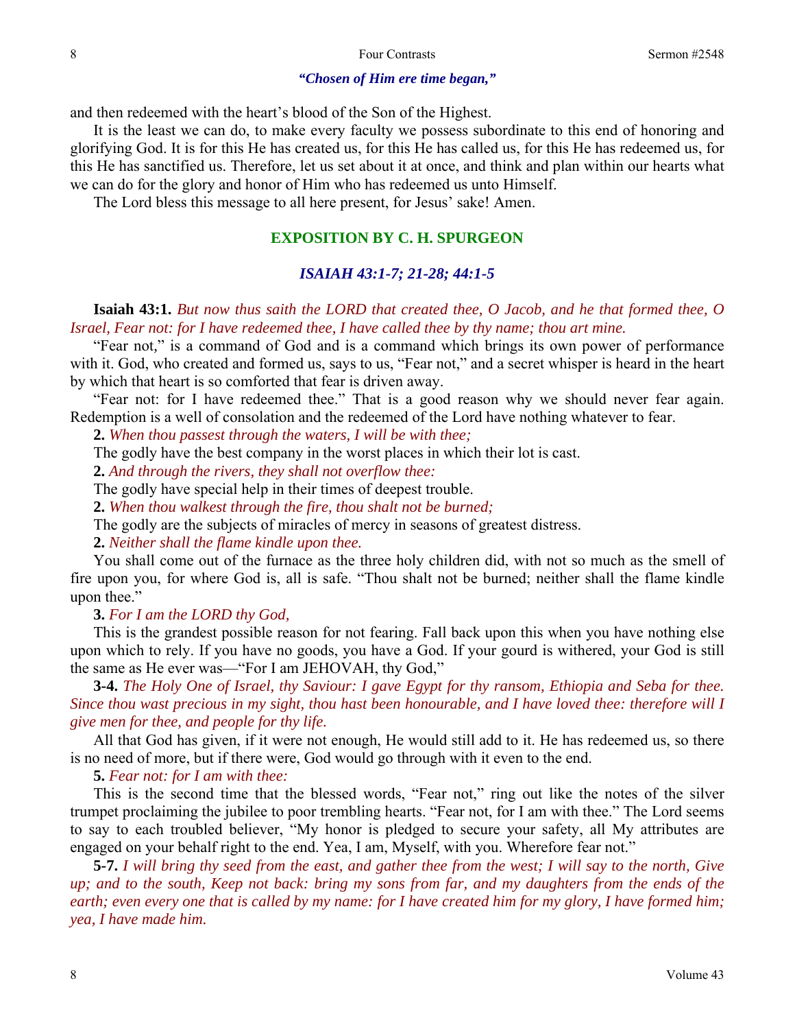***"Chosen of Him ere time began,"***

and then redeemed with the heart's blood of the Son of the Highest.

It is the least we can do, to make every faculty we possess subordinate to this end of honoring and glorifying God. It is for this He has created us, for this He has called us, for this He has redeemed us, for this He has sanctified us. Therefore, let us set about it at once, and think and plan within our hearts what we can do for the glory and honor of Him who has redeemed us unto Himself.

The Lord bless this message to all here present, for Jesus' sake! Amen.

## EXPOSITION BY C. H. SPURGEON

### *ISAIAH 43:1-7; 21-28; 44:1-5*

**Isaiah 43:1.** *But now thus saith the LORD that created thee, O Jacob, and he that formed thee, O Israel, Fear not: for I have redeemed thee, I have called thee by thy name; thou art mine.*

"Fear not," is a command of God and is a command which brings its own power of performance with it. God, who created and formed us, says to us, "Fear not," and a secret whisper is heard in the heart by which that heart is so comforted that fear is driven away.

"Fear not: for I have redeemed thee." That is a good reason why we should never fear again. Redemption is a well of consolation and the redeemed of the Lord have nothing whatever to fear.

**2.** *When thou passest through the waters, I will be with thee;*

The godly have the best company in the worst places in which their lot is cast.

**2.** *And through the rivers, they shall not overflow thee:*

The godly have special help in their times of deepest trouble.

**2.** *When thou walkest through the fire, thou shalt not be burned;*

The godly are the subjects of miracles of mercy in seasons of greatest distress.

**2.** *Neither shall the flame kindle upon thee.*

You shall come out of the furnace as the three holy children did, with not so much as the smell of fire upon you, for where God is, all is safe. "Thou shalt not be burned; neither shall the flame kindle upon thee."

**3.** *For I am the LORD thy God,*

This is the grandest possible reason for not fearing. Fall back upon this when you have nothing else upon which to rely. If you have no goods, you have a God. If your gourd is withered, your God is still the same as He ever was—"For I am JEHOVAH, thy God,"

**3-4.** *The Holy One of Israel, thy Saviour: I gave Egypt for thy ransom, Ethiopia and Seba for thee. Since thou wast precious in my sight, thou hast been honourable, and I have loved thee: therefore will I give men for thee, and people for thy life.*

All that God has given, if it were not enough, He would still add to it. He has redeemed us, so there is no need of more, but if there were, God would go through with it even to the end.

**5.** *Fear not: for I am with thee:*

This is the second time that the blessed words, "Fear not," ring out like the notes of the silver trumpet proclaiming the jubilee to poor trembling hearts. "Fear not, for I am with thee." The Lord seems to say to each troubled believer, "My honor is pledged to secure your safety, all My attributes are engaged on your behalf right to the end. Yea, I am, Myself, with you. Wherefore fear not."

**5-7.** *I will bring thy seed from the east, and gather thee from the west; I will say to the north, Give up; and to the south, Keep not back: bring my sons from far, and my daughters from the ends of the earth; even every one that is called by my name: for I have created him for my glory, I have formed him; yea, I have made him.*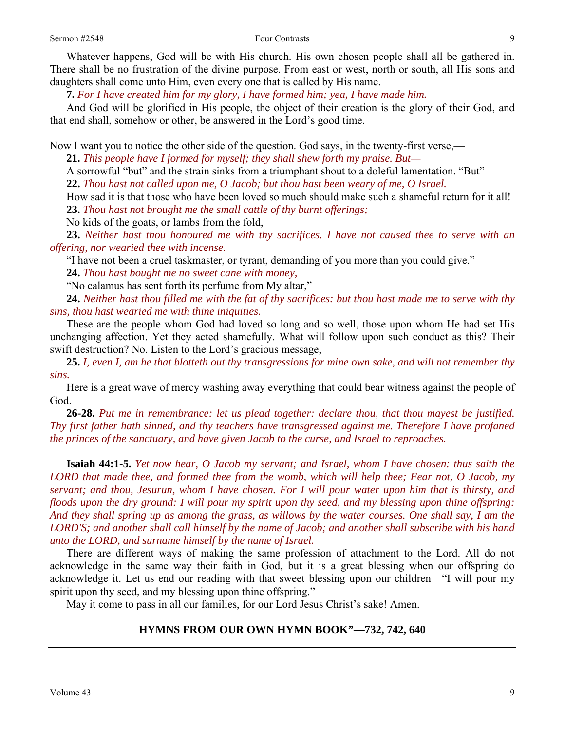Whatever happens, God will be with His church. His own chosen people shall all be gathered in. There shall be no frustration of the divine purpose. From east or west, north or south, all His sons and daughters shall come unto Him, even every one that is called by His name.

**7.** *For I have created him for my glory, I have formed him; yea, I have made him.*

And God will be glorified in His people, the object of their creation is the glory of their God, and that end shall, somehow or other, be answered in the Lord's good time.

Now I want you to notice the other side of the question. God says, in the twenty-first verse,—

**21.** *This people have I formed for myself; they shall shew forth my praise. But—*

A sorrowful "but" and the strain sinks from a triumphant shout to a doleful lamentation. "But"—

**22.** *Thou hast not called upon me, O Jacob; but thou hast been weary of me, O Israel.*

How sad it is that those who have been loved so much should make such a shameful return for it all!

**23.** *Thou hast not brought me the small cattle of thy burnt offerings;*

No kids of the goats, or lambs from the fold,

**23.** *Neither hast thou honoured me with thy sacrifices. I have not caused thee to serve with an offering, nor wearied thee with incense.*

"I have not been a cruel taskmaster, or tyrant, demanding of you more than you could give."

**24.** *Thou hast bought me no sweet cane with money,*

"No calamus has sent forth its perfume from My altar,"

**24.** *Neither hast thou filled me with the fat of thy sacrifices: but thou hast made me to serve with thy sins, thou hast wearied me with thine iniquities.*

These are the people whom God had loved so long and so well, those upon whom He had set His unchanging affection. Yet they acted shamefully. What will follow upon such conduct as this? Their swift destruction? No. Listen to the Lord's gracious message,

**25.** *I, even I, am he that blotteth out thy transgressions for mine own sake, and will not remember thy sins.*

Here is a great wave of mercy washing away everything that could bear witness against the people of God.

**26-28.** *Put me in remembrance: let us plead together: declare thou, that thou mayest be justified. Thy first father hath sinned, and thy teachers have transgressed against me. Therefore I have profaned the princes of the sanctuary, and have given Jacob to the curse, and Israel to reproaches.*

**Isaiah 44:1-5.** *Yet now hear, O Jacob my servant; and Israel, whom I have chosen: thus saith the LORD that made thee, and formed thee from the womb, which will help thee; Fear not, O Jacob, my servant; and thou, Jesurun, whom I have chosen. For I will pour water upon him that is thirsty, and floods upon the dry ground: I will pour my spirit upon thy seed, and my blessing upon thine offspring: And they shall spring up as among the grass, as willows by the water courses. One shall say, I am the LORD'S; and another shall call himself by the name of Jacob; and another shall subscribe with his hand unto the LORD, and surname himself by the name of Israel.*

There are different ways of making the same profession of attachment to the Lord. All do not acknowledge in the same way their faith in God, but it is a great blessing when our offspring do acknowledge it. Let us end our reading with that sweet blessing upon our children—"I will pour my spirit upon thy seed, and my blessing upon thine offspring."

May it come to pass in all our families, for our Lord Jesus Christ's sake! Amen.

**HYMNS FROM OUR OWN HYMN BOOK"—732, 742, 640**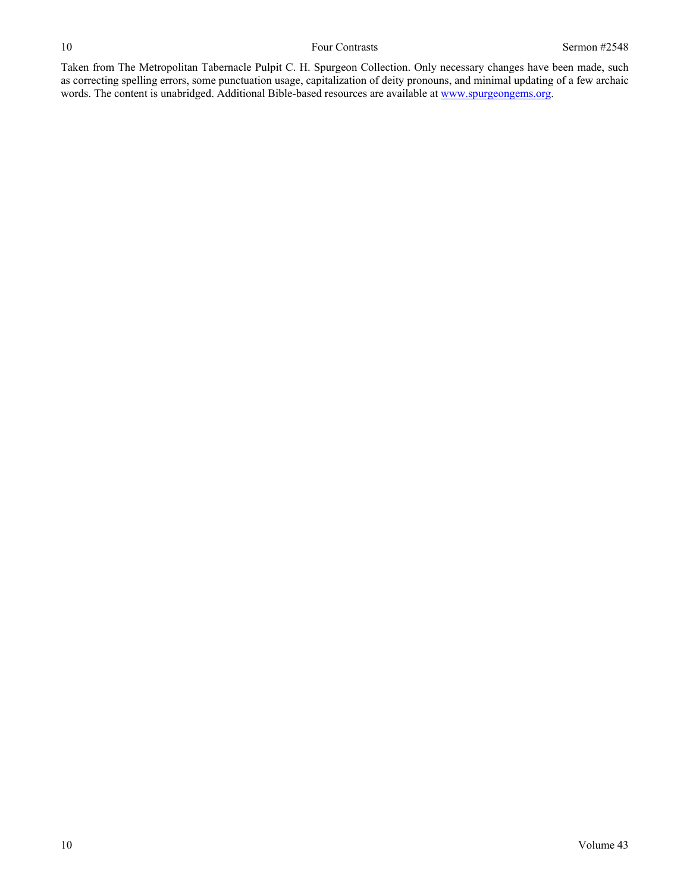Taken from The Metropolitan Tabernacle Pulpit C. H. Spurgeon Collection. Only necessary changes have been made, such as correcting spelling errors, some punctuation usage, capitalization of deity pronouns, and minimal updating of a few archaic words. The content is unabridged. Additional Bible-based resources are available at [www.spurgeongems.org](http://www.spurgeongems.org).